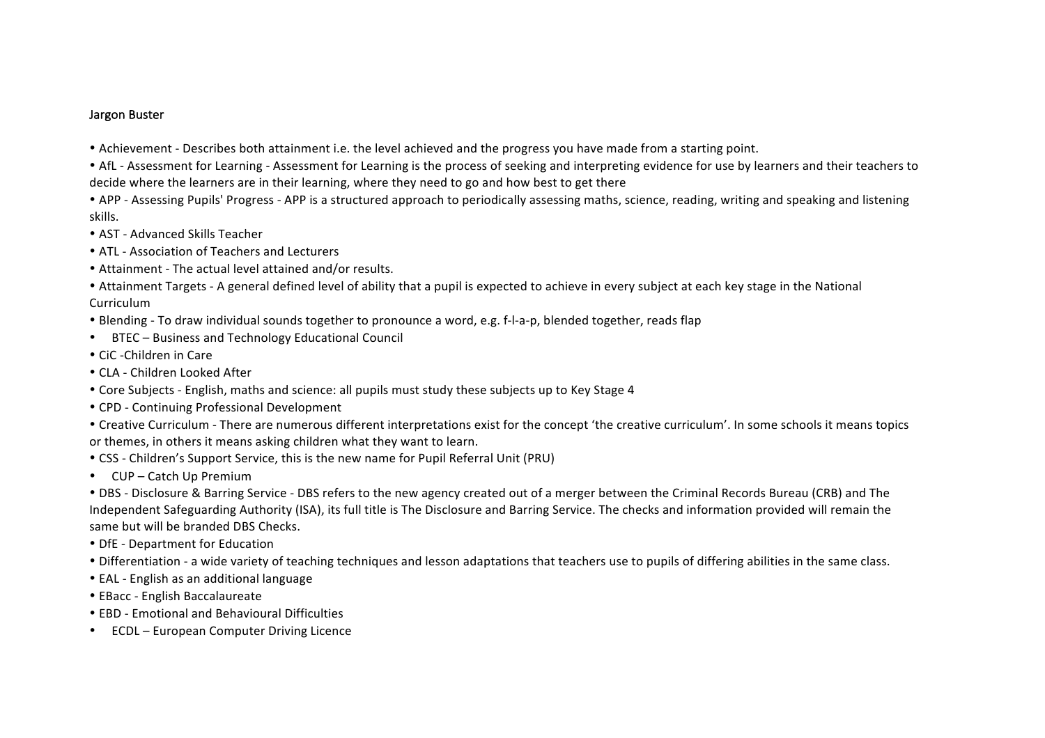Jargon Buster

- Achievement - Describes both attainment i.e. the level achieved and the progress you have made from a starting point.
- AfL - Assessment for Learning - Assessment for Learning is the process of seeking and interpreting evidence for use by learners and their teachers to decide where the learners are in their learning, where they need to go and how best to get there
- APP - Assessing Pupils' Progress - APP is a structured approach to periodically assessing maths, science, reading, writing and speaking and listening skills.
- AST - Advanced Skills Teacher
- ATL - Association of Teachers and Lecturers
- Attainment - The actual level attained and/or results.
- Attainment Targets - A general defined level of ability that a pupil is expected to achieve in every subject at each key stage in the National Curriculum
- Blending - To draw individual sounds together to pronounce a word, e.g. f-l-a-p, blended together, reads flap
- BTEC – Business and Technology Educational Council
- CiC -Children in Care
- CLA - Children Looked After
- Core Subjects - English, maths and science: all pupils must study these subjects up to Key Stage 4
- CPD - Continuing Professional Development
- Creative Curriculum - There are numerous different interpretations exist for the concept 'the creative curriculum'. In some schools it means topics or themes, in others it means asking children what they want to learn.
- CSS - Children's Support Service, this is the new name for Pupil Referral Unit (PRU)
- CUP – Catch Up Premium
- DBS - Disclosure & Barring Service - DBS refers to the new agency created out of a merger between the Criminal Records Bureau (CRB) and The Independent Safeguarding Authority (ISA), its full title is The Disclosure and Barring Service. The checks and information provided will remain the same but will be branded DBS Checks.
- DfE - Department for Education
- Differentiation - a wide variety of teaching techniques and lesson adaptations that teachers use to pupils of differing abilities in the same class.
- EAL - English as an additional language
- EBacc - English Baccalaureate
- EBD - Emotional and Behavioural Difficulties
- ECDL – European Computer Driving Licence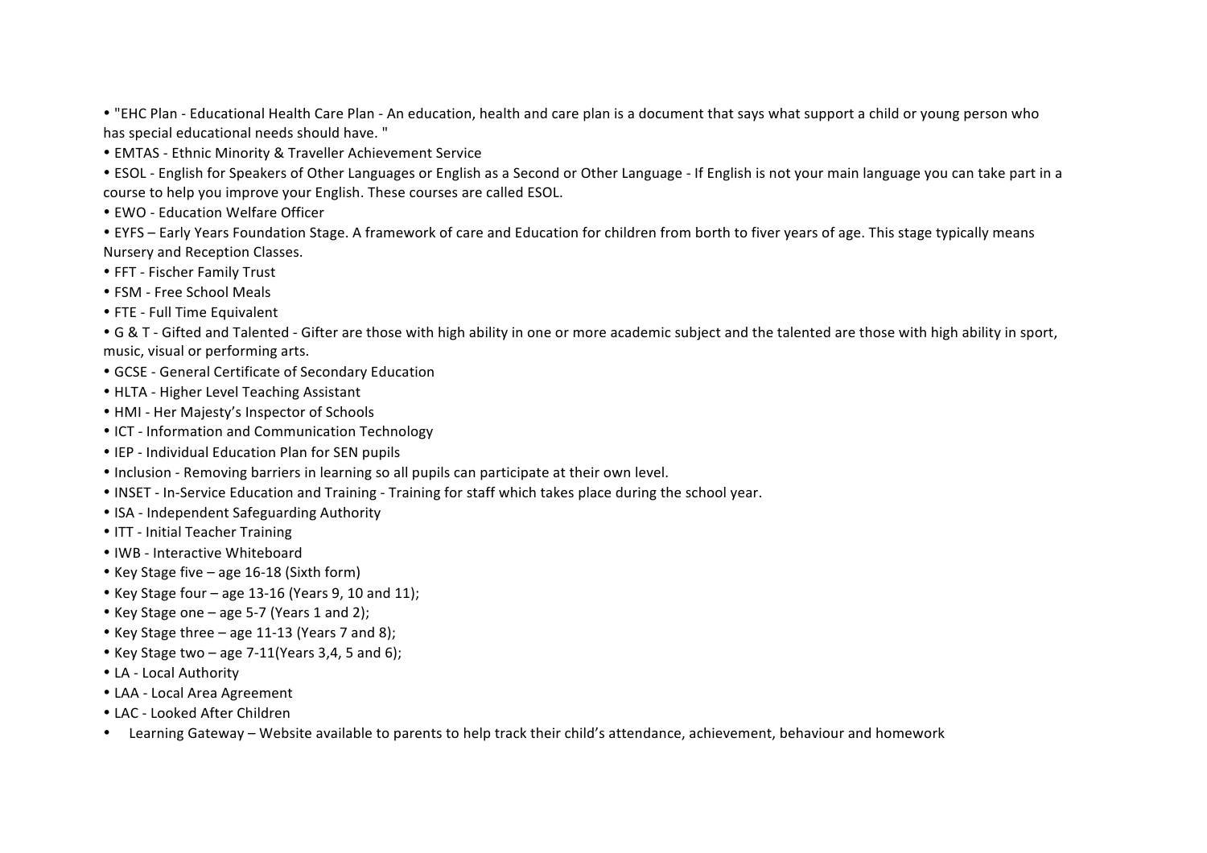- "EHC Plan - Educational Health Care Plan - An education, health and care plan is a document that says what support a child or young person who has special educational needs should have. "
- EMTAS - Ethnic Minority & Traveller Achievement Service
- ESOL - English for Speakers of Other Languages or English as a Second or Other Language - If English is not your main language you can take part in a course to help you improve your English. These courses are called ESOL.
- EWO - Education Welfare Officer
- EYFS – Early Years Foundation Stage. A framework of care and Education for children from borth to fiver years of age. This stage typically means Nursery and Reception Classes.
- FFT - Fischer Family Trust
- FSM - Free School Meals
- FTE - Full Time Equivalent
- G & T - Gifted and Talented - Gifter are those with high ability in one or more academic subject and the talented are those with high ability in sport, music, visual or performing arts.
- GCSE - General Certificate of Secondary Education
- HLTA - Higher Level Teaching Assistant
- HMI - Her Majesty's Inspector of Schools
- ICT - Information and Communication Technology
- IEP - Individual Education Plan for SEN pupils
- Inclusion - Removing barriers in learning so all pupils can participate at their own level.
- INSET - In-Service Education and Training - Training for staff which takes place during the school year.
- ISA - Independent Safeguarding Authority
- ITT - Initial Teacher Training
- IWB - Interactive Whiteboard
- Key Stage five – age 16-18 (Sixth form)
- Key Stage four – age 13-16 (Years 9, 10 and 11);
- Key Stage one – age 5-7 (Years 1 and 2);
- Key Stage three – age 11-13 (Years 7 and 8);
- Key Stage two – age 7-11(Years 3,4, 5 and 6);
- LA - Local Authority
- LAA - Local Area Agreement
- LAC - Looked After Children
- Learning Gateway – Website available to parents to help track their child's attendance, achievement, behaviour and homework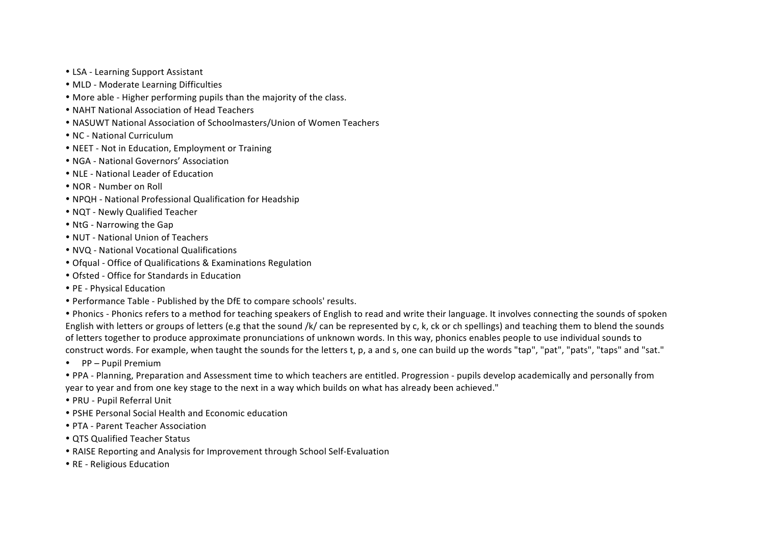- LSA - Learning Support Assistant
- MLD - Moderate Learning Difficulties
- More able - Higher performing pupils than the majority of the class.
- NAHT National Association of Head Teachers
- NASUWT National Association of Schoolmasters/Union of Women Teachers
- NC - National Curriculum
- NEET - Not in Education, Employment or Training
- NGA - National Governors' Association
- NLE - National Leader of Education
- NOR - Number on Roll
- NPQH - National Professional Qualification for Headship
- NQT - Newly Qualified Teacher
- NtG - Narrowing the Gap
- NUT - National Union of Teachers
- NVQ - National Vocational Qualifications
- Ofqual - Office of Qualifications & Examinations Regulation
- Ofsted - Office for Standards in Education
- PE - Physical Education
- Performance Table - Published by the DfE to compare schools' results.
- Phonics - Phonics refers to a method for teaching speakers of English to read and write their language. It involves connecting the sounds of spoken English with letters or groups of letters (e.g that the sound /k/ can be represented by c, k, ck or ch spellings) and teaching them to blend the sounds of letters together to produce approximate pronunciations of unknown words. In this way, phonics enables people to use individual sounds to construct words. For example, when taught the sounds for the letters t, p, a and s, one can build up the words "tap", "pat", "pats", "taps" and "sat."
- PP – Pupil Premium
- PPA - Planning, Preparation and Assessment time to which teachers are entitled. Progression - pupils develop academically and personally from year to year and from one key stage to the next in a way which builds on what has already been achieved."
- PRU - Pupil Referral Unit
- PSHE Personal Social Health and Economic education
- PTA - Parent Teacher Association
- QTS Qualified Teacher Status
- RAISE Reporting and Analysis for Improvement through School Self-Evaluation
- RE - Religious Education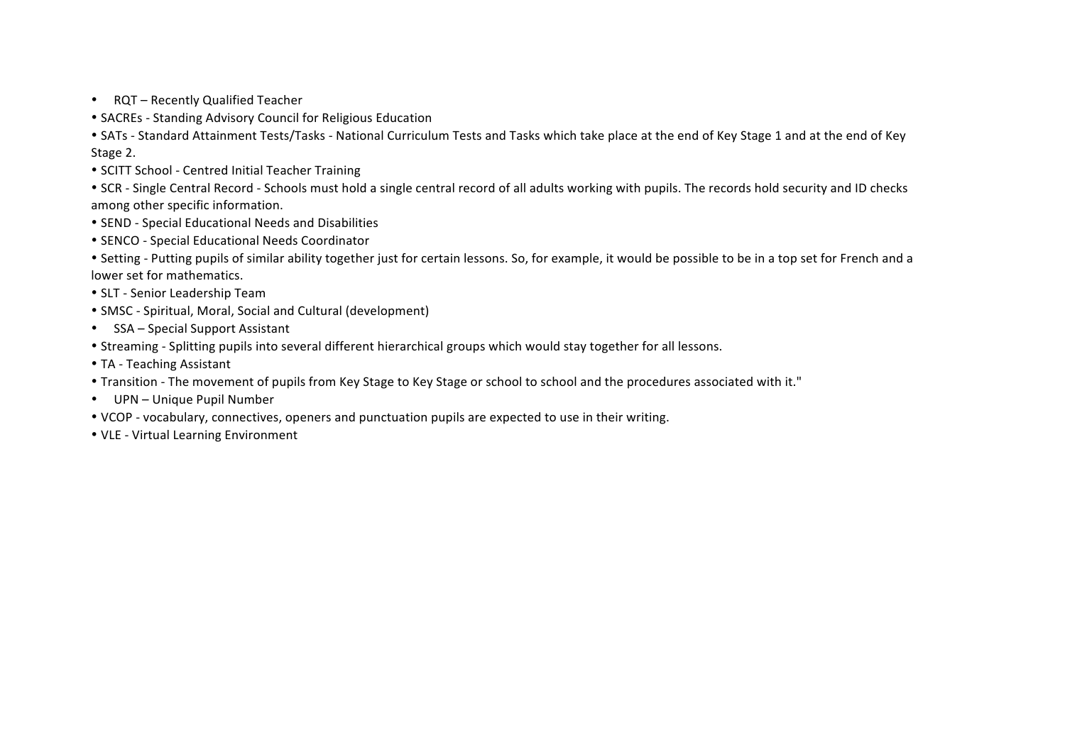- RQT – Recently Qualified Teacher
- SACREs - Standing Advisory Council for Religious Education
- SATs - Standard Attainment Tests/Tasks - National Curriculum Tests and Tasks which take place at the end of Key Stage 1 and at the end of Key Stage 2.
- SCITT School - Centred Initial Teacher Training
- SCR - Single Central Record - Schools must hold a single central record of all adults working with pupils. The records hold security and ID checks among other specific information.
- SEND - Special Educational Needs and Disabilities
- SENCO - Special Educational Needs Coordinator
- Setting - Putting pupils of similar ability together just for certain lessons. So, for example, it would be possible to be in a top set for French and a lower set for mathematics.
- SLT - Senior Leadership Team
- SMSC - Spiritual, Moral, Social and Cultural (development)
- SSA – Special Support Assistant
- Streaming - Splitting pupils into several different hierarchical groups which would stay together for all lessons.
- TA - Teaching Assistant
- Transition - The movement of pupils from Key Stage to Key Stage or school to school and the procedures associated with it."
- UPN – Unique Pupil Number
- VCOP - vocabulary, connectives, openers and punctuation pupils are expected to use in their writing.
- VLE - Virtual Learning Environment